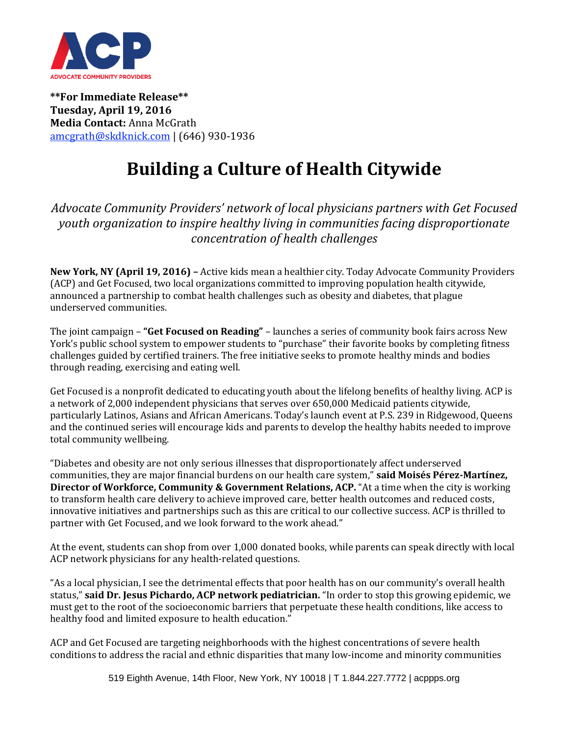ACP
ADVOCATE COMMUNITY PROVIDERS

**For Immediate Release**
**Tuesday, April 19, 2016**
**Media Contact:** Anna McGrath
amcgrath@skdknick.com | (646) 930-1936

# Building a Culture of Health Citywide

*Advocate Community Providers' network of local physicians partners with Get Focused youth organization to inspire healthy living in communities facing disproportionate concentration of health challenges*

**New York, NY (April 19, 2016) –** Active kids mean a healthier city. Today Advocate Community Providers (ACP) and Get Focused, two local organizations committed to improving population health citywide, announced a partnership to combat health challenges such as obesity and diabetes, that plague underserved communities.

The joint campaign – **"Get Focused on Reading"** – launches a series of community book fairs across New York's public school system to empower students to "purchase" their favorite books by completing fitness challenges guided by certified trainers. The free initiative seeks to promote healthy minds and bodies through reading, exercising and eating well.

Get Focused is a nonprofit dedicated to educating youth about the lifelong benefits of healthy living. ACP is a network of 2,000 independent physicians that serves over 650,000 Medicaid patients citywide, particularly Latinos, Asians and African Americans. Today's launch event at P.S. 239 in Ridgewood, Queens and the continued series will encourage kids and parents to develop the healthy habits needed to improve total community wellbeing.

"Diabetes and obesity are not only serious illnesses that disproportionately affect underserved communities, they are major financial burdens on our health care system," **said Moisés Pérez-Martínez, Director of Workforce, Community & Government Relations, ACP.** "At a time when the city is working to transform health care delivery to achieve improved care, better health outcomes and reduced costs, innovative initiatives and partnerships such as this are critical to our collective success. ACP is thrilled to partner with Get Focused, and we look forward to the work ahead."

At the event, students can shop from over 1,000 donated books, while parents can speak directly with local ACP network physicians for any health-related questions.

"As a local physician, I see the detrimental effects that poor health has on our community's overall health status," **said Dr. Jesus Pichardo, ACP network pediatrician.** "In order to stop this growing epidemic, we must get to the root of the socioeconomic barriers that perpetuate these health conditions, like access to healthy food and limited exposure to health education."

ACP and Get Focused are targeting neighborhoods with the highest concentrations of severe health conditions to address the racial and ethnic disparities that many low-income and minority communities

519 Eighth Avenue, 14th Floor, New York, NY 10018 | T 1.844.227.7772 | acppps.org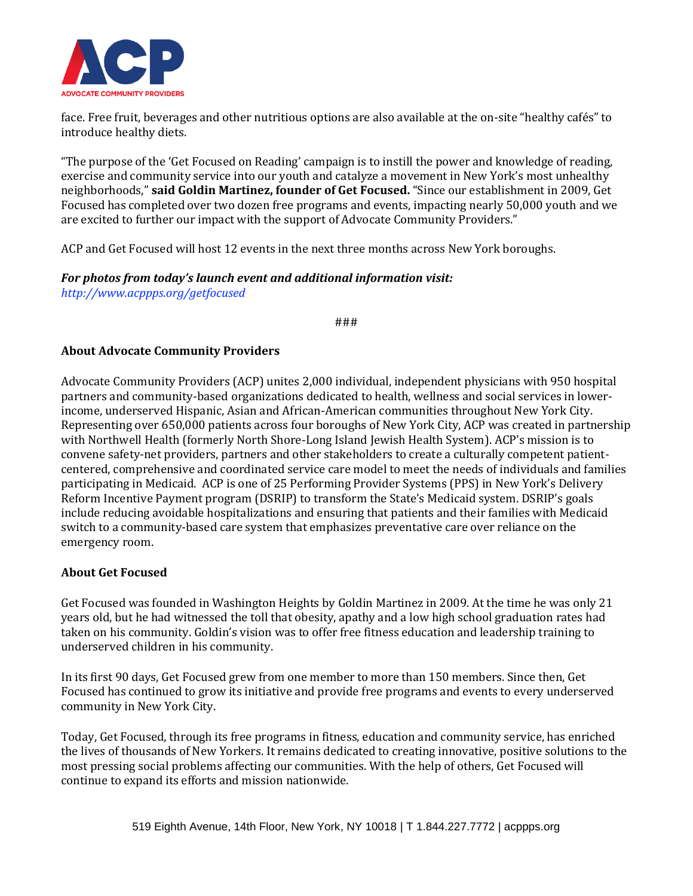face. Free fruit, beverages and other nutritious options are also available at the on-site "healthy cafés" to introduce healthy diets.

"The purpose of the 'Get Focused on Reading' campaign is to instill the power and knowledge of reading, exercise and community service into our youth and catalyze a movement in New York's most unhealthy neighborhoods," **said Goldin Martinez, founder of Get Focused.** "Since our establishment in 2009, Get Focused has completed over two dozen free programs and events, impacting nearly 50,000 youth and we are excited to further our impact with the support of Advocate Community Providers."

ACP and Get Focused will host 12 events in the next three months across New York boroughs.

***For photos from today's launch event and additional information visit:***
*http://www.acppps.org/getfocused*

###

**About Advocate Community Providers**

Advocate Community Providers (ACP) unites 2,000 individual, independent physicians with 950 hospital partners and community-based organizations dedicated to health, wellness and social services in lower-income, underserved Hispanic, Asian and African-American communities throughout New York City. Representing over 650,000 patients across four boroughs of New York City, ACP was created in partnership with Northwell Health (formerly North Shore-Long Island Jewish Health System). ACP's mission is to convene safety-net providers, partners and other stakeholders to create a culturally competent patient-centered, comprehensive and coordinated service care model to meet the needs of individuals and families participating in Medicaid. ACP is one of 25 Performing Provider Systems (PPS) in New York's Delivery Reform Incentive Payment program (DSRIP) to transform the State's Medicaid system. DSRIP's goals include reducing avoidable hospitalizations and ensuring that patients and their families with Medicaid switch to a community-based care system that emphasizes preventative care over reliance on the emergency room.

**About Get Focused**

Get Focused was founded in Washington Heights by Goldin Martinez in 2009. At the time he was only 21 years old, but he had witnessed the toll that obesity, apathy and a low high school graduation rates had taken on his community. Goldin's vision was to offer free fitness education and leadership training to underserved children in his community.

In its first 90 days, Get Focused grew from one member to more than 150 members. Since then, Get Focused has continued to grow its initiative and provide free programs and events to every underserved community in New York City.

Today, Get Focused, through its free programs in fitness, education and community service, has enriched the lives of thousands of New Yorkers. It remains dedicated to creating innovative, positive solutions to the most pressing social problems affecting our communities. With the help of others, Get Focused will continue to expand its efforts and mission nationwide.